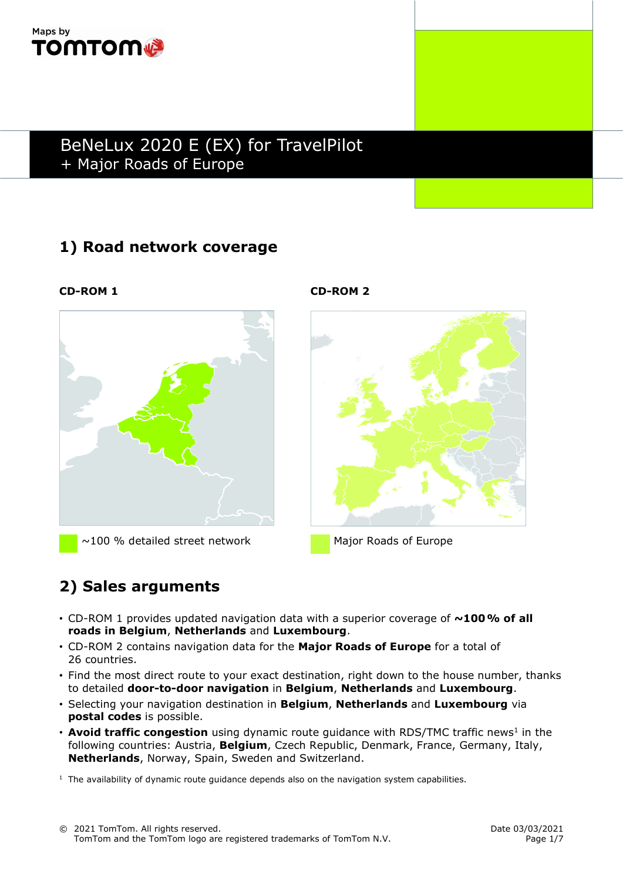Maps by TOMTOM

# BeNeLux 2020 E (EX) for TravelPilot + Major Roads of Europe

## 1) Road network coverage

**CD-ROM 1**

~100 % detailed street network

**CD-ROM 2**

Major Roads of Europe

## 2) Sales arguments

- CD-ROM 1 provides updated navigation data with a superior coverage of **~100 % of all roads in Belgium**, **Netherlands** and **Luxembourg**.
- CD-ROM 2 contains navigation data for the **Major Roads of Europe** for a total of 26 countries.
- Find the most direct route to your exact destination, right down to the house number, thanks to detailed **door-to-door navigation** in **Belgium**, **Netherlands** and **Luxembourg**.
- Selecting your navigation destination in **Belgium**, **Netherlands** and **Luxembourg** via **postal codes** is possible.
- **Avoid traffic congestion** using dynamic route guidance with RDS/TMC traffic news[1] in the following countries: Austria, **Belgium**, Czech Republic, Denmark, France, Germany, Italy, **Netherlands**, Norway, Spain, Sweden and Switzerland.

[1] The availability of dynamic route guidance depends also on the navigation system capabilities.

© 2021 TomTom. All rights reserved.
TomTom and the TomTom logo are registered trademarks of TomTom N.V.

Date 03/03/2021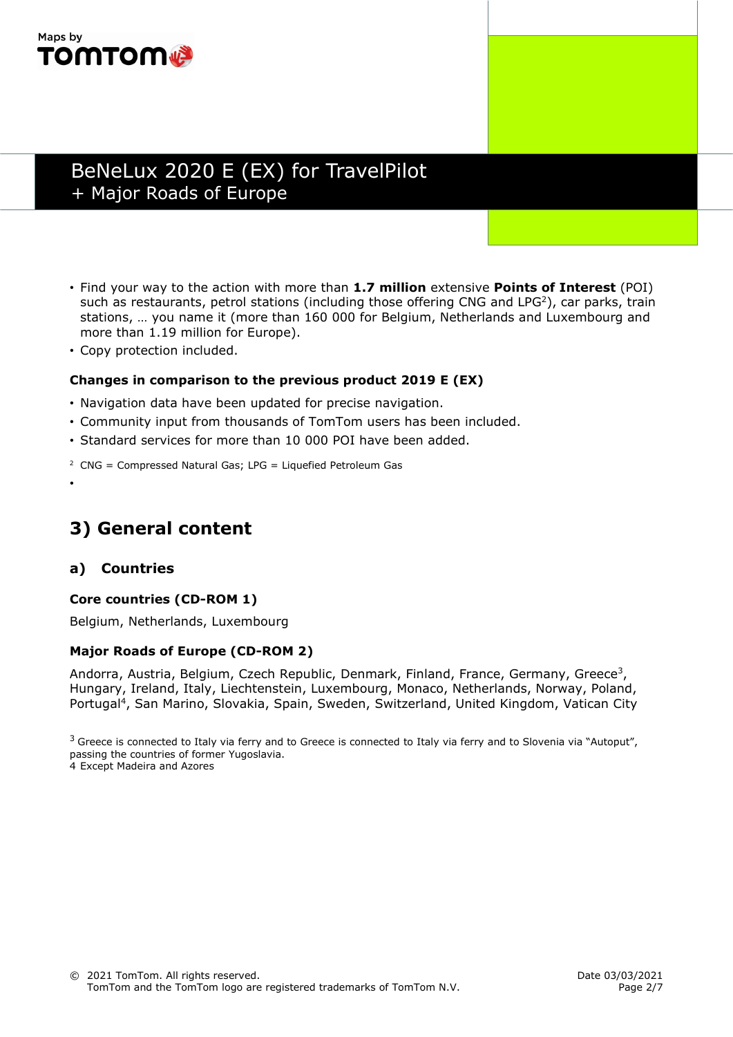# BeNeLux 2020 E (EX) for TravelPilot
+ Major Roads of Europe

- Find your way to the action with more than **1.7 million** extensive **Points of Interest** (POI) such as restaurants, petrol stations (including those offering CNG and LPG[2]), car parks, train stations, … you name it (more than 160 000 for Belgium, Netherlands and Luxembourg and more than 1.19 million for Europe).
- Copy protection included.

**Changes in comparison to the previous product 2019 E (EX)**

- Navigation data have been updated for precise navigation.
- Community input from thousands of TomTom users has been included.
- Standard services for more than 10 000 POI have been added.

[2] CNG = Compressed Natural Gas; LPG = Liquefied Petroleum Gas

## 3) General content

### a) Countries

**Core countries (CD-ROM 1)**

Belgium, Netherlands, Luxembourg

**Major Roads of Europe (CD-ROM 2)**

Andorra, Austria, Belgium, Czech Republic, Denmark, Finland, France, Germany, Greece[3], Hungary, Ireland, Italy, Liechtenstein, Luxembourg, Monaco, Netherlands, Norway, Poland, Portugal[4], San Marino, Slovakia, Spain, Sweden, Switzerland, United Kingdom, Vatican City

[3] Greece is connected to Italy via ferry and to Greece is connected to Italy via ferry and to Slovenia via "Autoput", passing the countries of former Yugoslavia.
[4] Except Madeira and Azores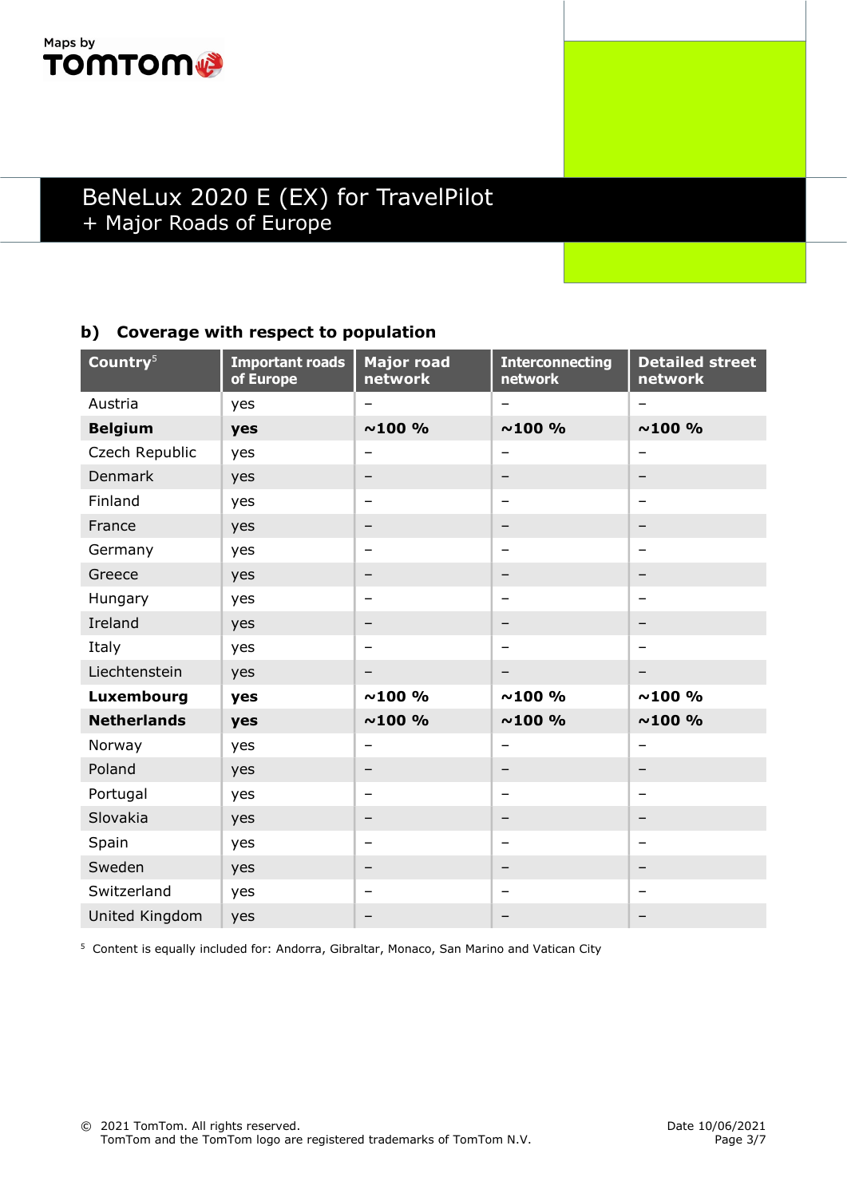# BeNeLux 2020 E (EX) for TravelPilot
+ Major Roads of Europe

## b) Coverage with respect to population

| Country[5] | Important roads of Europe | Major road network | Interconnecting network | Detailed street network |
|---|---|---|---|---|
| Austria | yes | – | – | – |
| **Belgium** | **yes** | **~100 %** | **~100 %** | **~100 %** |
| Czech Republic | yes | – | – | – |
| Denmark | yes | – | – | – |
| Finland | yes | – | – | – |
| France | yes | – | – | – |
| Germany | yes | – | – | – |
| Greece | yes | – | – | – |
| Hungary | yes | – | – | – |
| Ireland | yes | – | – | – |
| Italy | yes | – | – | – |
| Liechtenstein | yes | – | – | – |
| **Luxembourg** | **yes** | **~100 %** | **~100 %** | **~100 %** |
| **Netherlands** | **yes** | **~100 %** | **~100 %** | **~100 %** |
| Norway | yes | – | – | – |
| Poland | yes | – | – | – |
| Portugal | yes | – | – | – |
| Slovakia | yes | – | – | – |
| Spain | yes | – | – | – |
| Sweden | yes | – | – | – |
| Switzerland | yes | – | – | – |
| United Kingdom | yes | – | – | – |

[5] Content is equally included for: Andorra, Gibraltar, Monaco, San Marino and Vatican City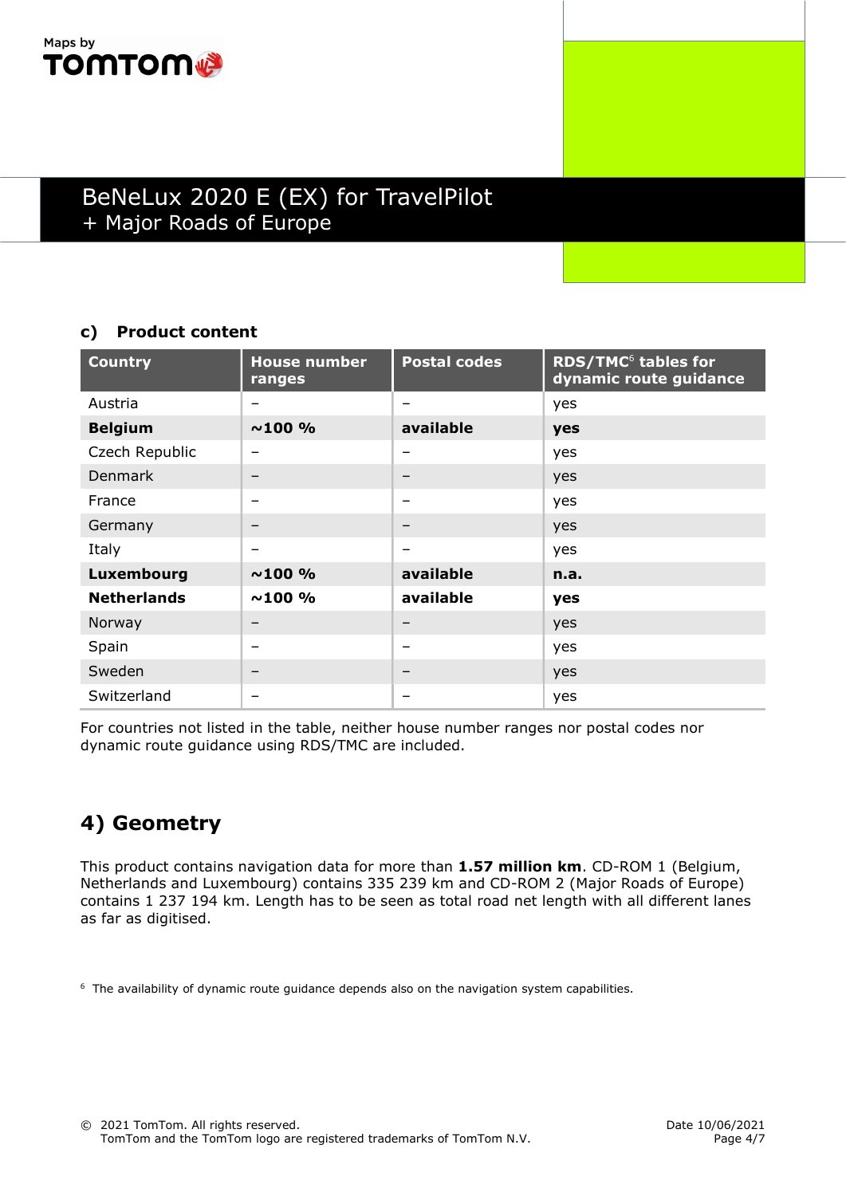### c) Product content

| Country | House number ranges | Postal codes | RDS/TMC[6] tables for dynamic route guidance |
|---|---|---|---|
| Austria | – | – | yes |
| **Belgium** | **~100 %** | **available** | **yes** |
| Czech Republic | – | – | yes |
| Denmark | – | – | yes |
| France | – | – | yes |
| Germany | – | – | yes |
| Italy | – | – | yes |
| **Luxembourg** | **~100 %** | **available** | **n.a.** |
| **Netherlands** | **~100 %** | **available** | **yes** |
| Norway | – | – | yes |
| Spain | – | – | yes |
| Sweden | – | – | yes |
| Switzerland | – | – | yes |

For countries not listed in the table, neither house number ranges nor postal codes nor dynamic route guidance using RDS/TMC are included.

## 4) Geometry

This product contains navigation data for more than **1.57 million km**. CD-ROM 1 (Belgium, Netherlands and Luxembourg) contains 335 239 km and CD-ROM 2 (Major Roads of Europe) contains 1 237 194 km. Length has to be seen as total road net length with all different lanes as far as digitised.

[6] The availability of dynamic route guidance depends also on the navigation system capabilities.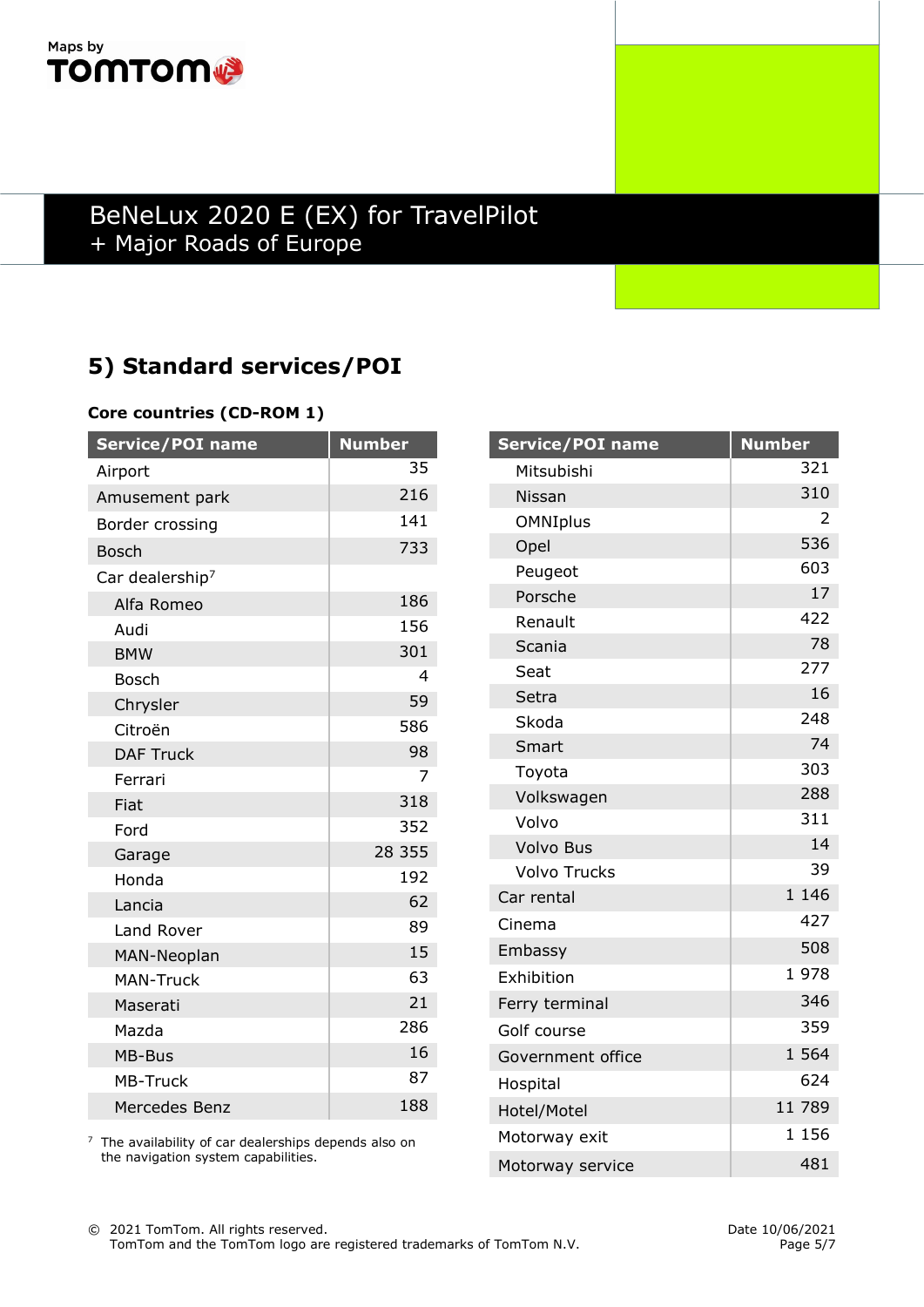## 5) Standard services/POI

**Core countries (CD-ROM 1)**

| Service/POI name | Number |
|---|---|
| Airport | 35 |
| Amusement park | 216 |
| Border crossing | 141 |
| Bosch | 733 |
| Car dealership[7] | |
| Alfa Romeo | 186 |
| Audi | 156 |
| BMW | 301 |
| Bosch | 4 |
| Chrysler | 59 |
| Citroën | 586 |
| DAF Truck | 98 |
| Ferrari | 7 |
| Fiat | 318 |
| Ford | 352 |
| Garage | 28 355 |
| Honda | 192 |
| Lancia | 62 |
| Land Rover | 89 |
| MAN-Neoplan | 15 |
| MAN-Truck | 63 |
| Maserati | 21 |
| Mazda | 286 |
| MB-Bus | 16 |
| MB-Truck | 87 |
| Mercedes Benz | 188 |
| Mitsubishi | 321 |
| Nissan | 310 |
| OMNIplus | 2 |
| Opel | 536 |
| Peugeot | 603 |
| Porsche | 17 |
| Renault | 422 |
| Scania | 78 |
| Seat | 277 |
| Setra | 16 |
| Skoda | 248 |
| Smart | 74 |
| Toyota | 303 |
| Volkswagen | 288 |
| Volvo | 311 |
| Volvo Bus | 14 |
| Volvo Trucks | 39 |
| Car rental | 1 146 |
| Cinema | 427 |
| Embassy | 508 |
| Exhibition | 1 978 |
| Ferry terminal | 346 |
| Golf course | 359 |
| Government office | 1 564 |
| Hospital | 624 |
| Hotel/Motel | 11 789 |
| Motorway exit | 1 156 |
| Motorway service | 481 |

[7] The availability of car dealerships depends also on the navigation system capabilities.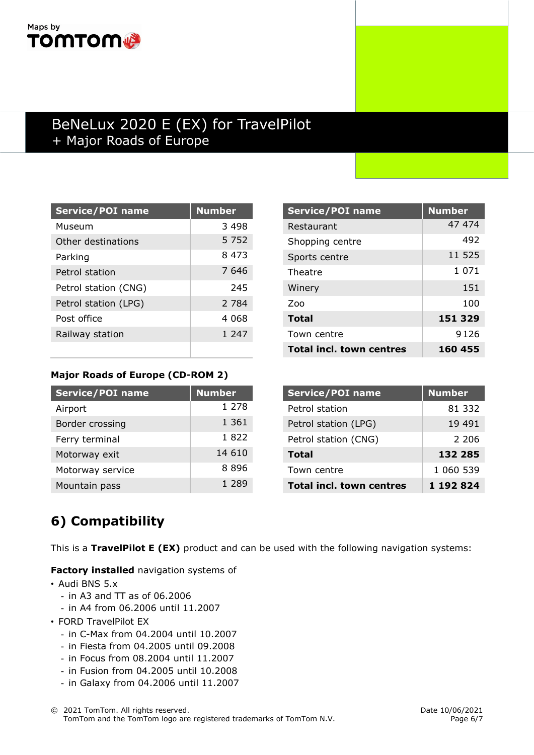# BeNeLux 2020 E (EX) for TravelPilot
+ Major Roads of Europe

| Service/POI name | Number |
|---|---|
| Museum | 3 498 |
| Other destinations | 5 752 |
| Parking | 8 473 |
| Petrol station | 7 646 |
| Petrol station (CNG) | 245 |
| Petrol station (LPG) | 2 784 |
| Post office | 4 068 |
| Railway station | 1 247 |
| | |

| Service/POI name | Number |
|---|---|
| Restaurant | 47 474 |
| Shopping centre | 492 |
| Sports centre | 11 525 |
| Theatre | 1 071 |
| Winery | 151 |
| Zoo | 100 |
| **Total** | **151 329** |
| Town centre | 9 126 |
| **Total incl. town centres** | **160 455** |

**Major Roads of Europe (CD-ROM 2)**

| Service/POI name | Number |
|---|---|
| Airport | 1 278 |
| Border crossing | 1 361 |
| Ferry terminal | 1 822 |
| Motorway exit | 14 610 |
| Motorway service | 8 896 |
| Mountain pass | 1 289 |

| Service/POI name | Number |
|---|---|
| Petrol station | 81 332 |
| Petrol station (LPG) | 19 491 |
| Petrol station (CNG) | 2 206 |
| **Total** | **132 285** |
| Town centre | 1 060 539 |
| **Total incl. town centres** | **1 192 824** |

## 6) Compatibility

This is a **TravelPilot E (EX)** product and can be used with the following navigation systems:

**Factory installed** navigation systems of

- Audi BNS 5.x
  - in A3 and TT as of 06.2006
  - in A4 from 06.2006 until 11.2007
- FORD TravelPilot EX
  - in C-Max from 04.2004 until 10.2007
  - in Fiesta from 04.2005 until 09.2008
  - in Focus from 08.2004 until 11.2007
  - in Fusion from 04.2005 until 10.2008
  - in Galaxy from 04.2006 until 11.2007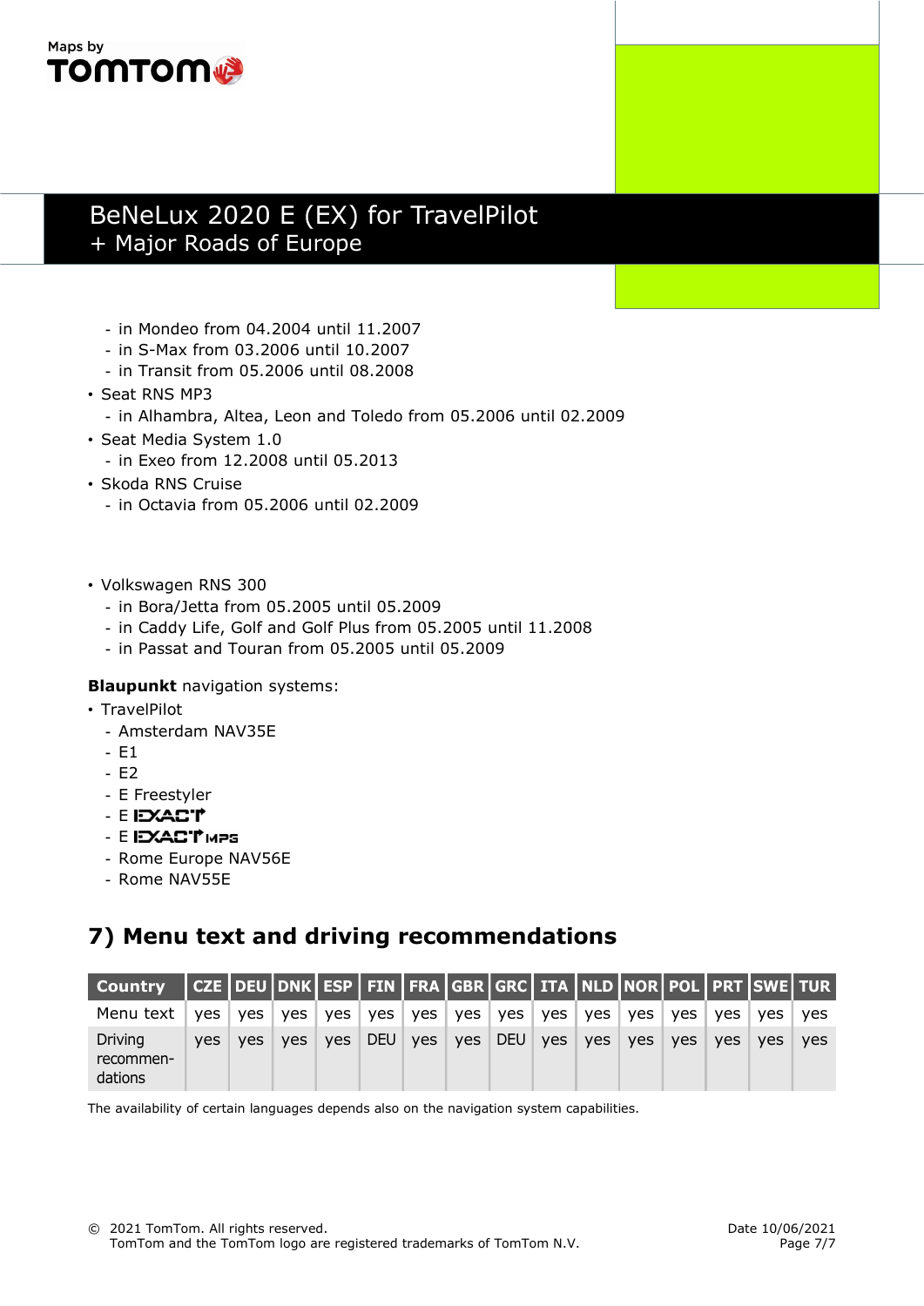# BeNeLux 2020 E (EX) for TravelPilot + Major Roads of Europe

- in Mondeo from 04.2004 until 11.2007
- in S-Max from 03.2006 until 10.2007
- in Transit from 05.2006 until 08.2008

- Seat RNS MP3
  - in Alhambra, Altea, Leon and Toledo from 05.2006 until 02.2009
- Seat Media System 1.0
  - in Exeo from 12.2008 until 05.2013
- Skoda RNS Cruise
  - in Octavia from 05.2006 until 02.2009

- Volkswagen RNS 300
  - in Bora/Jetta from 05.2005 until 05.2009
  - in Caddy Life, Golf and Golf Plus from 05.2005 until 11.2008
  - in Passat and Touran from 05.2005 until 05.2009

**Blaupunkt** navigation systems:

- TravelPilot
  - Amsterdam NAV35E
  - E1
  - E2
  - E Freestyler
  - E EXACT
  - E EXACT MP3
  - Rome Europe NAV56E
  - Rome NAV55E

## 7) Menu text and driving recommendations

| Country | CZE | DEU | DNK | ESP | FIN | FRA | GBR | GRC | ITA | NLD | NOR | POL | PRT | SWE | TUR |
|---|---|---|---|---|---|---|---|---|---|---|---|---|---|---|---|
| Menu text | yes | yes | yes | yes | yes | yes | yes | yes | yes | yes | yes | yes | yes | yes | yes |
| Driving recommen-dations | yes | yes | yes | yes | DEU | yes | yes | DEU | yes | yes | yes | yes | yes | yes | yes |

The availability of certain languages depends also on the navigation system capabilities.

© 2021 TomTom. All rights reserved.
TomTom and the TomTom logo are registered trademarks of TomTom N.V.

Date 10/06/2021